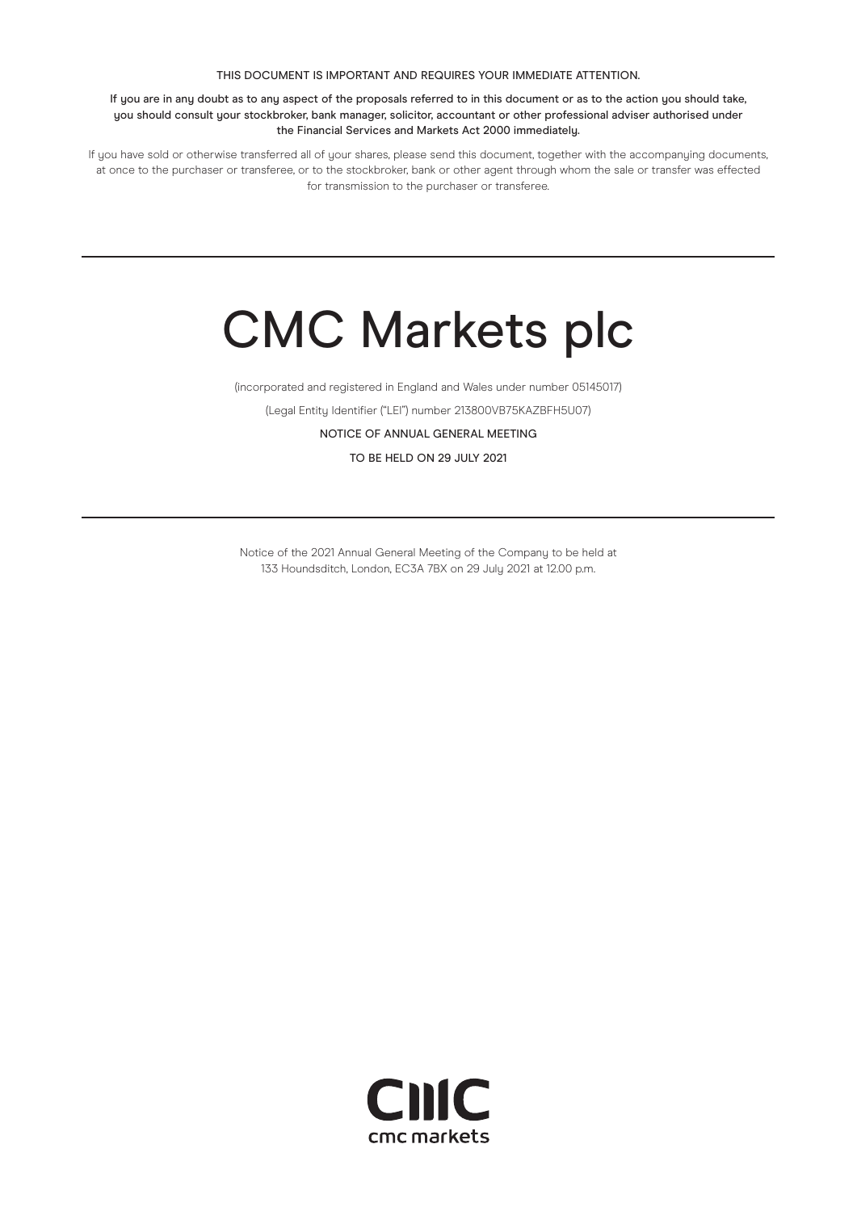THIS DOCUMENT IS IMPORTANT AND REQUIRES YOUR IMMEDIATE ATTENTION.

**If you are in any doubt as to any aspect of the proposals referred to in this document or as to the action you should take, you should consult your stockbroker, bank manager, solicitor, accountant or other professional adviser authorised under the Financial Services and Markets Act 2000 immediately.**

If you have sold or otherwise transferred all of your shares, please send this document, together with the accompanying documents, at once to the purchaser or transferee, or to the stockbroker, bank or other agent through whom the sale or transfer was effected for transmission to the purchaser or transferee.

---

# CMC Markets plc

(incorporated and registered in England and Wales under number 05145017)

(Legal Entity Identifier ("LEI") number 213800VB75KAZBFH5U07)

NOTICE OF ANNUAL GENERAL MEETING

TO BE HELD ON 29 JULY 2021

---

Notice of the 2021 Annual General Meeting of the Company to be held at 133 Houndsditch, London, EC3A 7BX on 29 July 2021 at 12.00 p.m.

cmc markets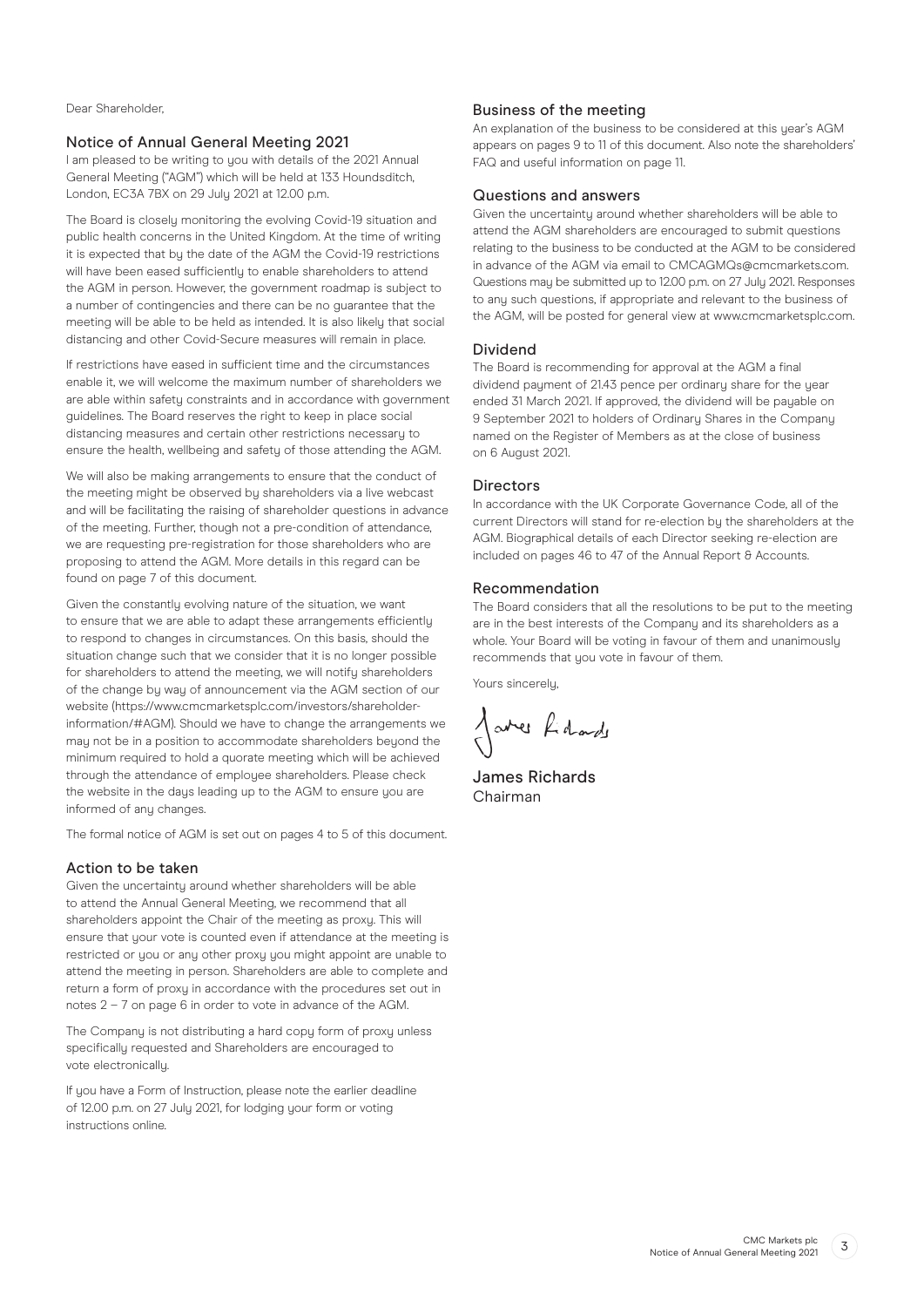Dear Shareholder,

## Notice of Annual General Meeting 2021

I am pleased to be writing to you with details of the 2021 Annual General Meeting ("AGM") which will be held at 133 Houndsditch, London, EC3A 7BX on 29 July 2021 at 12.00 p.m.

The Board is closely monitoring the evolving Covid-19 situation and public health concerns in the United Kingdom. At the time of writing it is expected that by the date of the AGM the Covid-19 restrictions will have been eased sufficiently to enable shareholders to attend the AGM in person. However, the government roadmap is subject to a number of contingencies and there can be no guarantee that the meeting will be able to be held as intended. It is also likely that social distancing and other Covid-Secure measures will remain in place.

If restrictions have eased in sufficient time and the circumstances enable it, we will welcome the maximum number of shareholders we are able within safety constraints and in accordance with government guidelines. The Board reserves the right to keep in place social distancing measures and certain other restrictions necessary to ensure the health, wellbeing and safety of those attending the AGM.

We will also be making arrangements to ensure that the conduct of the meeting might be observed by shareholders via a live webcast and will be facilitating the raising of shareholder questions in advance of the meeting. Further, though not a pre-condition of attendance, we are requesting pre-registration for those shareholders who are proposing to attend the AGM. More details in this regard can be found on page 7 of this document.

Given the constantly evolving nature of the situation, we want to ensure that we are able to adapt these arrangements efficiently to respond to changes in circumstances. On this basis, should the situation change such that we consider that it is no longer possible for shareholders to attend the meeting, we will notify shareholders of the change by way of announcement via the AGM section of our website (https://www.cmcmarketsplc.com/investors/shareholder-information/#AGM). Should we have to change the arrangements we may not be in a position to accommodate shareholders beyond the minimum required to hold a quorate meeting which will be achieved through the attendance of employee shareholders. Please check the website in the days leading up to the AGM to ensure you are informed of any changes.

The formal notice of AGM is set out on pages 4 to 5 of this document.

## Action to be taken

Given the uncertainty around whether shareholders will be able to attend the Annual General Meeting, we recommend that all shareholders appoint the Chair of the meeting as proxy. This will ensure that your vote is counted even if attendance at the meeting is restricted or you or any other proxy you might appoint are unable to attend the meeting in person. Shareholders are able to complete and return a form of proxy in accordance with the procedures set out in notes 2 – 7 on page 6 in order to vote in advance of the AGM.

The Company is not distributing a hard copy form of proxy unless specifically requested and Shareholders are encouraged to vote electronically.

If you have a Form of Instruction, please note the earlier deadline of 12.00 p.m. on 27 July 2021, for lodging your form or voting instructions online.

## Business of the meeting

An explanation of the business to be considered at this year's AGM appears on pages 9 to 11 of this document. Also note the shareholders' FAQ and useful information on page 11.

## Questions and answers

Given the uncertainty around whether shareholders will be able to attend the AGM shareholders are encouraged to submit questions relating to the business to be conducted at the AGM to be considered in advance of the AGM via email to CMCAGMQs@cmcmarkets.com. Questions may be submitted up to 12.00 p.m. on 27 July 2021. Responses to any such questions, if appropriate and relevant to the business of the AGM, will be posted for general view at www.cmcmarketsplc.com.

## Dividend

The Board is recommending for approval at the AGM a final dividend payment of 21.43 pence per ordinary share for the year ended 31 March 2021. If approved, the dividend will be payable on 9 September 2021 to holders of Ordinary Shares in the Company named on the Register of Members as at the close of business on 6 August 2021.

## Directors

In accordance with the UK Corporate Governance Code, all of the current Directors will stand for re-election by the shareholders at the AGM. Biographical details of each Director seeking re-election are included on pages 46 to 47 of the Annual Report & Accounts.

## Recommendation

The Board considers that all the resolutions to be put to the meeting are in the best interests of the Company and its shareholders as a whole. Your Board will be voting in favour of them and unanimously recommends that you vote in favour of them.

Yours sincerely,

James Richards
Chairman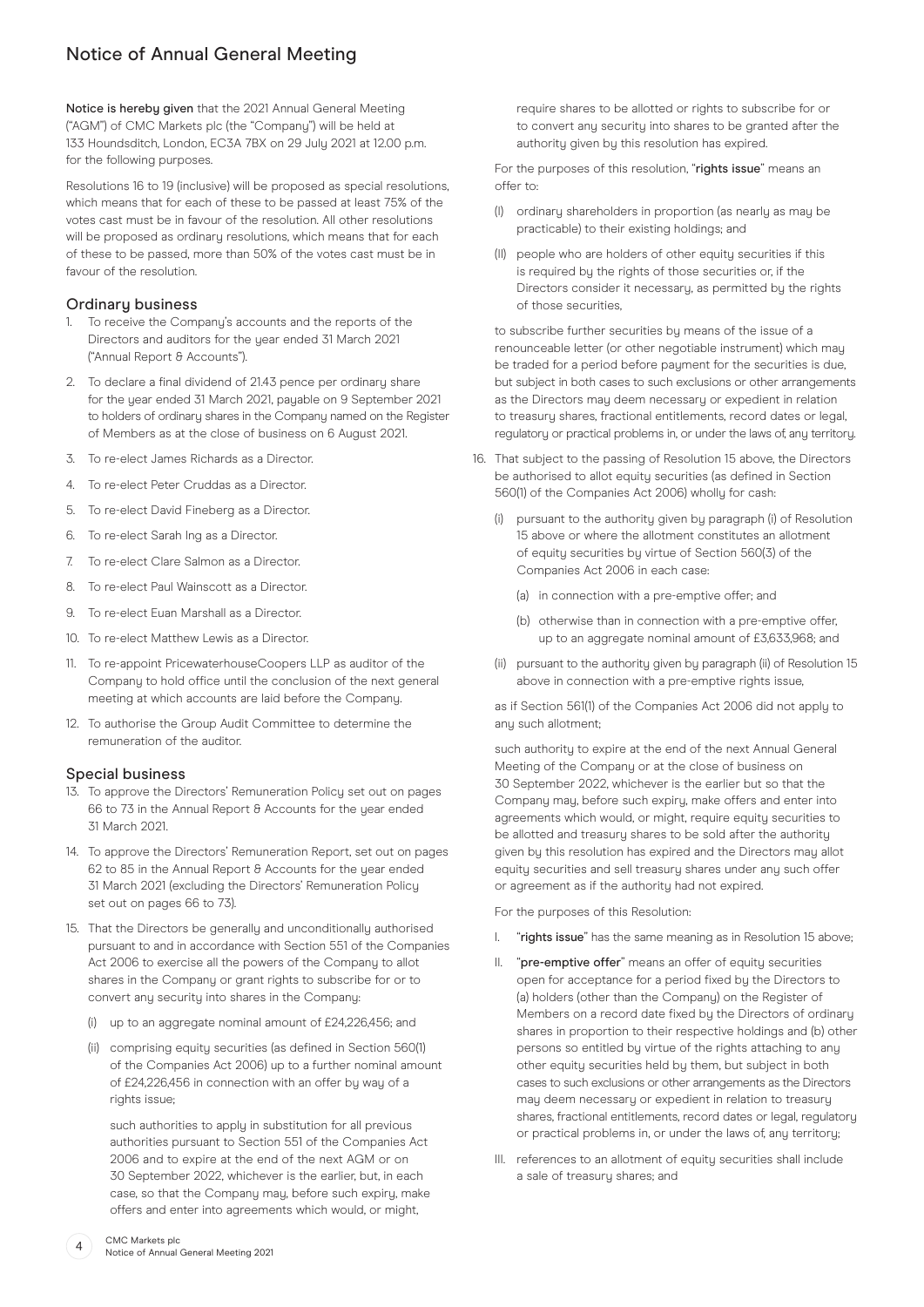# Notice of Annual General Meeting

**Notice is hereby given** that the 2021 Annual General Meeting ("AGM") of CMC Markets plc (the "Company") will be held at 133 Houndsditch, London, EC3A 7BX on 29 July 2021 at 12.00 p.m. for the following purposes.

Resolutions 16 to 19 (inclusive) will be proposed as special resolutions, which means that for each of these to be passed at least 75% of the votes cast must be in favour of the resolution. All other resolutions will be proposed as ordinary resolutions, which means that for each of these to be passed, more than 50% of the votes cast must be in favour of the resolution.

## Ordinary business

1. To receive the Company's accounts and the reports of the Directors and auditors for the year ended 31 March 2021 ("Annual Report & Accounts").
2. To declare a final dividend of 21.43 pence per ordinary share for the year ended 31 March 2021, payable on 9 September 2021 to holders of ordinary shares in the Company named on the Register of Members as at the close of business on 6 August 2021.
3. To re-elect James Richards as a Director.
4. To re-elect Peter Cruddas as a Director.
5. To re-elect David Fineberg as a Director.
6. To re-elect Sarah Ing as a Director.
7. To re-elect Clare Salmon as a Director.
8. To re-elect Paul Wainscott as a Director.
9. To re-elect Euan Marshall as a Director.
10. To re-elect Matthew Lewis as a Director.
11. To re-appoint PricewaterhouseCoopers LLP as auditor of the Company to hold office until the conclusion of the next general meeting at which accounts are laid before the Company.
12. To authorise the Group Audit Committee to determine the remuneration of the auditor.

## Special business

13. To approve the Directors' Remuneration Policy set out on pages 66 to 73 in the Annual Report & Accounts for the year ended 31 March 2021.
14. To approve the Directors' Remuneration Report, set out on pages 62 to 85 in the Annual Report & Accounts for the year ended 31 March 2021 (excluding the Directors' Remuneration Policy set out on pages 66 to 73).
15. That the Directors be generally and unconditionally authorised pursuant to and in accordance with Section 551 of the Companies Act 2006 to exercise all the powers of the Company to allot shares in the Company or grant rights to subscribe for or to convert any security into shares in the Company:

    (i) up to an aggregate nominal amount of £24,226,456; and

    (ii) comprising equity securities (as defined in Section 560(1) of the Companies Act 2006) up to a further nominal amount of £24,226,456 in connection with an offer by way of a rights issue;

    such authorities to apply in substitution for all previous authorities pursuant to Section 551 of the Companies Act 2006 and to expire at the end of the next AGM or on 30 September 2022, whichever is the earlier, but, in each case, so that the Company may, before such expiry, make offers and enter into agreements which would, or might, require shares to be allotted or rights to subscribe for or to convert any security into shares to be granted after the authority given by this resolution has expired.

    For the purposes of this resolution, "**rights issue**" means an offer to:

    (I) ordinary shareholders in proportion (as nearly as may be practicable) to their existing holdings; and

    (II) people who are holders of other equity securities if this is required by the rights of those securities or, if the Directors consider it necessary, as permitted by the rights of those securities,

    to subscribe further securities by means of the issue of a renounceable letter (or other negotiable instrument) which may be traded for a period before payment for the securities is due, but subject in both cases to such exclusions or other arrangements as the Directors may deem necessary or expedient in relation to treasury shares, fractional entitlements, record dates or legal, regulatory or practical problems in, or under the laws of, any territory.

16. That subject to the passing of Resolution 15 above, the Directors be authorised to allot equity securities (as defined in Section 560(1) of the Companies Act 2006) wholly for cash:

    (i) pursuant to the authority given by paragraph (i) of Resolution 15 above or where the allotment constitutes an allotment of equity securities by virtue of Section 560(3) of the Companies Act 2006 in each case:

    (a) in connection with a pre-emptive offer; and

    (b) otherwise than in connection with a pre-emptive offer, up to an aggregate nominal amount of £3,633,968; and

    (ii) pursuant to the authority given by paragraph (ii) of Resolution 15 above in connection with a pre-emptive rights issue,

    as if Section 561(1) of the Companies Act 2006 did not apply to any such allotment;

    such authority to expire at the end of the next Annual General Meeting of the Company or at the close of business on 30 September 2022, whichever is the earlier but so that the Company may, before such expiry, make offers and enter into agreements which would, or might, require equity securities to be allotted and treasury shares to be sold after the authority given by this resolution has expired and the Directors may allot equity securities and sell treasury shares under any such offer or agreement as if the authority had not expired.

    For the purposes of this Resolution:

    I. "**rights issue**" has the same meaning as in Resolution 15 above;

    II. "**pre-emptive offer**" means an offer of equity securities open for acceptance for a period fixed by the Directors to (a) holders (other than the Company) on the Register of Members on a record date fixed by the Directors of ordinary shares in proportion to their respective holdings and (b) other persons so entitled by virtue of the rights attaching to any other equity securities held by them, but subject in both cases to such exclusions or other arrangements as the Directors may deem necessary or expedient in relation to treasury shares, fractional entitlements, record dates or legal, regulatory or practical problems in, or under the laws of, any territory;

    III. references to an allotment of equity securities shall include a sale of treasury shares; and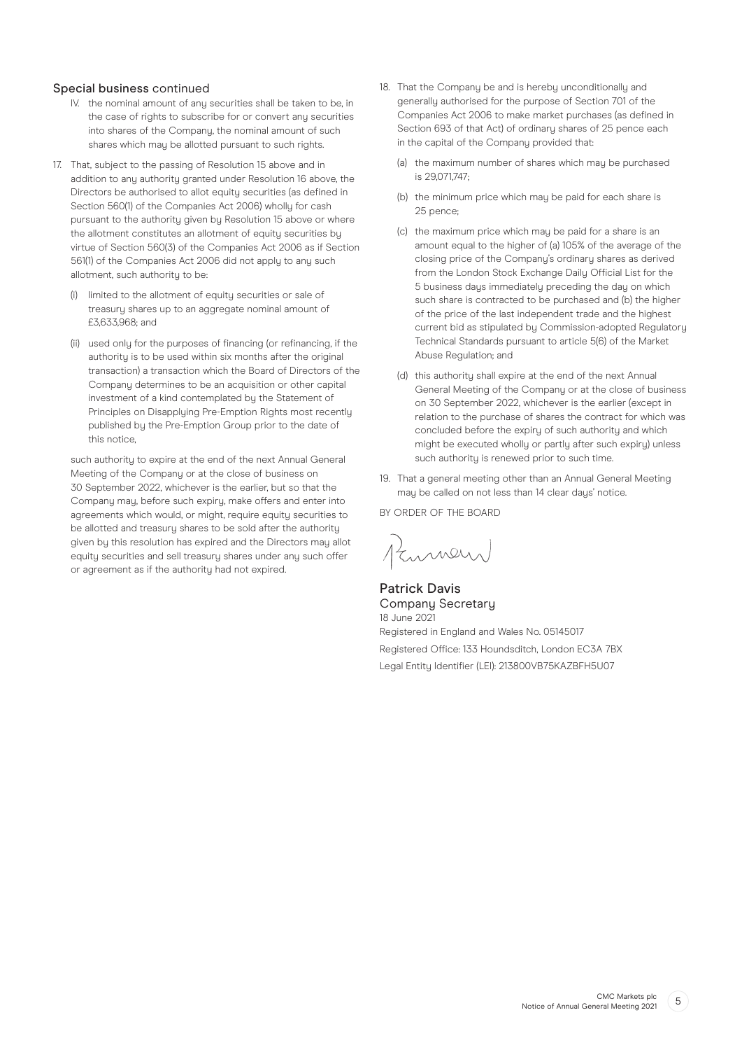## Special business continued

IV. the nominal amount of any securities shall be taken to be, in the case of rights to subscribe for or convert any securities into shares of the Company, the nominal amount of such shares which may be allotted pursuant to such rights.

17. That, subject to the passing of Resolution 15 above and in addition to any authority granted under Resolution 16 above, the Directors be authorised to allot equity securities (as defined in Section 560(1) of the Companies Act 2006) wholly for cash pursuant to the authority given by Resolution 15 above or where the allotment constitutes an allotment of equity securities by virtue of Section 560(3) of the Companies Act 2006 as if Section 561(1) of the Companies Act 2006 did not apply to any such allotment, such authority to be:

    (i) limited to the allotment of equity securities or sale of treasury shares up to an aggregate nominal amount of £3,633,968; and

    (ii) used only for the purposes of financing (or refinancing, if the authority is to be used within six months after the original transaction) a transaction which the Board of Directors of the Company determines to be an acquisition or other capital investment of a kind contemplated by the Statement of Principles on Disapplying Pre-Emption Rights most recently published by the Pre-Emption Group prior to the date of this notice,

    such authority to expire at the end of the next Annual General Meeting of the Company or at the close of business on 30 September 2022, whichever is the earlier, but so that the Company may, before such expiry, make offers and enter into agreements which would, or might, require equity securities to be allotted and treasury shares to be sold after the authority given by this resolution has expired and the Directors may allot equity securities and sell treasury shares under any such offer or agreement as if the authority had not expired.

18. That the Company be and is hereby unconditionally and generally authorised for the purpose of Section 701 of the Companies Act 2006 to make market purchases (as defined in Section 693 of that Act) of ordinary shares of 25 pence each in the capital of the Company provided that:

    (a) the maximum number of shares which may be purchased is 29,071,747;

    (b) the minimum price which may be paid for each share is 25 pence;

    (c) the maximum price which may be paid for a share is an amount equal to the higher of (a) 105% of the average of the closing price of the Company's ordinary shares as derived from the London Stock Exchange Daily Official List for the 5 business days immediately preceding the day on which such share is contracted to be purchased and (b) the higher of the price of the last independent trade and the highest current bid as stipulated by Commission-adopted Regulatory Technical Standards pursuant to article 5(6) of the Market Abuse Regulation; and

    (d) this authority shall expire at the end of the next Annual General Meeting of the Company or at the close of business on 30 September 2022, whichever is the earlier (except in relation to the purchase of shares the contract for which was concluded before the expiry of such authority and which might be executed wholly or partly after such expiry) unless such authority is renewed prior to such time.

19. That a general meeting other than an Annual General Meeting may be called on not less than 14 clear days' notice.

BY ORDER OF THE BOARD

**Patrick Davis**
Company Secretary
18 June 2021
Registered in England and Wales No. 05145017
Registered Office: 133 Houndsditch, London EC3A 7BX
Legal Entity Identifier (LEI): 213800VB75KAZBFH5U07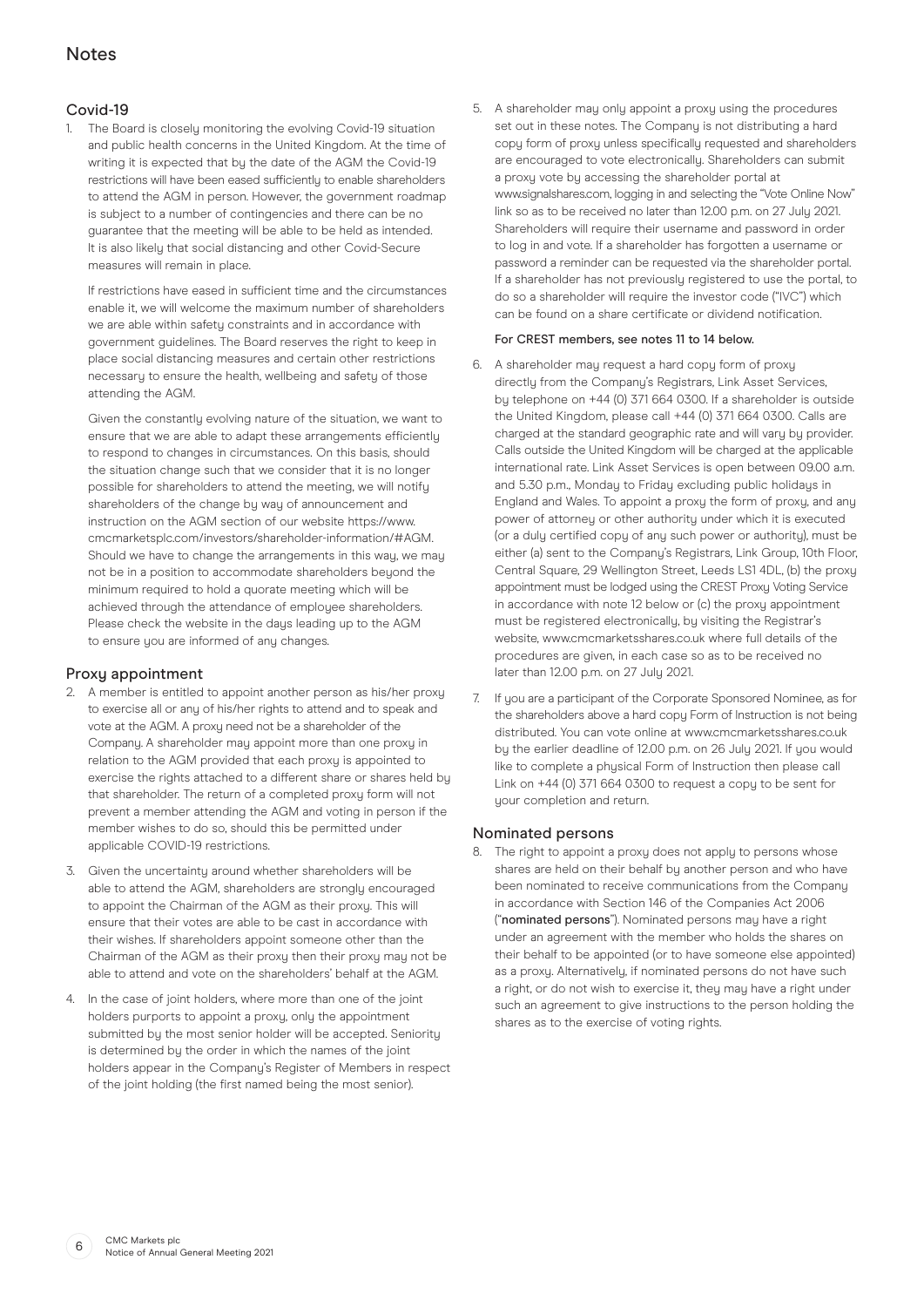# Notes

## Covid-19

1. The Board is closely monitoring the evolving Covid-19 situation and public health concerns in the United Kingdom. At the time of writing it is expected that by the date of the AGM the Covid-19 restrictions will have been eased sufficiently to enable shareholders to attend the AGM in person. However, the government roadmap is subject to a number of contingencies and there can be no guarantee that the meeting will be able to be held as intended. It is also likely that social distancing and other Covid-Secure measures will remain in place.

   If restrictions have eased in sufficient time and the circumstances enable it, we will welcome the maximum number of shareholders we are able within safety constraints and in accordance with government guidelines. The Board reserves the right to keep in place social distancing measures and certain other restrictions necessary to ensure the health, wellbeing and safety of those attending the AGM.

   Given the constantly evolving nature of the situation, we want to ensure that we are able to adapt these arrangements efficiently to respond to changes in circumstances. On this basis, should the situation change such that we consider that it is no longer possible for shareholders to attend the meeting, we will notify shareholders of the change by way of announcement and instruction on the AGM section of our website https://www.cmcmarketsplc.com/investors/shareholder-information/#AGM. Should we have to change the arrangements in this way, we may not be in a position to accommodate shareholders beyond the minimum required to hold a quorate meeting which will be achieved through the attendance of employee shareholders. Please check the website in the days leading up to the AGM to ensure you are informed of any changes.

## Proxy appointment

2. A member is entitled to appoint another person as his/her proxy to exercise all or any of his/her rights to attend and to speak and vote at the AGM. A proxy need not be a shareholder of the Company. A shareholder may appoint more than one proxy in relation to the AGM provided that each proxy is appointed to exercise the rights attached to a different share or shares held by that shareholder. The return of a completed proxy form will not prevent a member attending the AGM and voting in person if the member wishes to do so, should this be permitted under applicable COVID-19 restrictions.

3. Given the uncertainty around whether shareholders will be able to attend the AGM, shareholders are strongly encouraged to appoint the Chairman of the AGM as their proxy. This will ensure that their votes are able to be cast in accordance with their wishes. If shareholders appoint someone other than the Chairman of the AGM as their proxy then their proxy may not be able to attend and vote on the shareholders' behalf at the AGM.

4. In the case of joint holders, where more than one of the joint holders purports to appoint a proxy, only the appointment submitted by the most senior holder will be accepted. Seniority is determined by the order in which the names of the joint holders appear in the Company's Register of Members in respect of the joint holding (the first named being the most senior).

5. A shareholder may only appoint a proxy using the procedures set out in these notes. The Company is not distributing a hard copy form of proxy unless specifically requested and shareholders are encouraged to vote electronically. Shareholders can submit a proxy vote by accessing the shareholder portal at www.signalshares.com, logging in and selecting the "Vote Online Now" link so as to be received no later than 12.00 p.m. on 27 July 2021. Shareholders will require their username and password in order to log in and vote. If a shareholder has forgotten a username or password a reminder can be requested via the shareholder portal. If a shareholder has not previously registered to use the portal, to do so a shareholder will require the investor code ("IVC") which can be found on a share certificate or dividend notification.

   **For CREST members, see notes 11 to 14 below.**

6. A shareholder may request a hard copy form of proxy directly from the Company's Registrars, Link Asset Services, by telephone on +44 (0) 371 664 0300. If a shareholder is outside the United Kingdom, please call +44 (0) 371 664 0300. Calls are charged at the standard geographic rate and will vary by provider. Calls outside the United Kingdom will be charged at the applicable international rate. Link Asset Services is open between 09.00 a.m. and 5.30 p.m., Monday to Friday excluding public holidays in England and Wales. To appoint a proxy the form of proxy, and any power of attorney or other authority under which it is executed (or a duly certified copy of any such power or authority), must be either (a) sent to the Company's Registrars, Link Group, 10th Floor, Central Square, 29 Wellington Street, Leeds LS1 4DL, (b) the proxy appointment must be lodged using the CREST Proxy Voting Service in accordance with note 12 below or (c) the proxy appointment must be registered electronically, by visiting the Registrar's website, www.cmcmarketsshares.co.uk where full details of the procedures are given, in each case so as to be received no later than 12.00 p.m. on 27 July 2021.

7. If you are a participant of the Corporate Sponsored Nominee, as for the shareholders above a hard copy Form of Instruction is not being distributed. You can vote online at www.cmcmarketsshares.co.uk by the earlier deadline of 12.00 p.m. on 26 July 2021. If you would like to complete a physical Form of Instruction then please call Link on +44 (0) 371 664 0300 to request a copy to be sent for your completion and return.

## Nominated persons

8. The right to appoint a proxy does not apply to persons whose shares are held on their behalf by another person and who have been nominated to receive communications from the Company in accordance with Section 146 of the Companies Act 2006 ("**nominated persons**"). Nominated persons may have a right under an agreement with the member who holds the shares on their behalf to be appointed (or to have someone else appointed) as a proxy. Alternatively, if nominated persons do not have such a right, or do not wish to exercise it, they may have a right under such an agreement to give instructions to the person holding the shares as to the exercise of voting rights.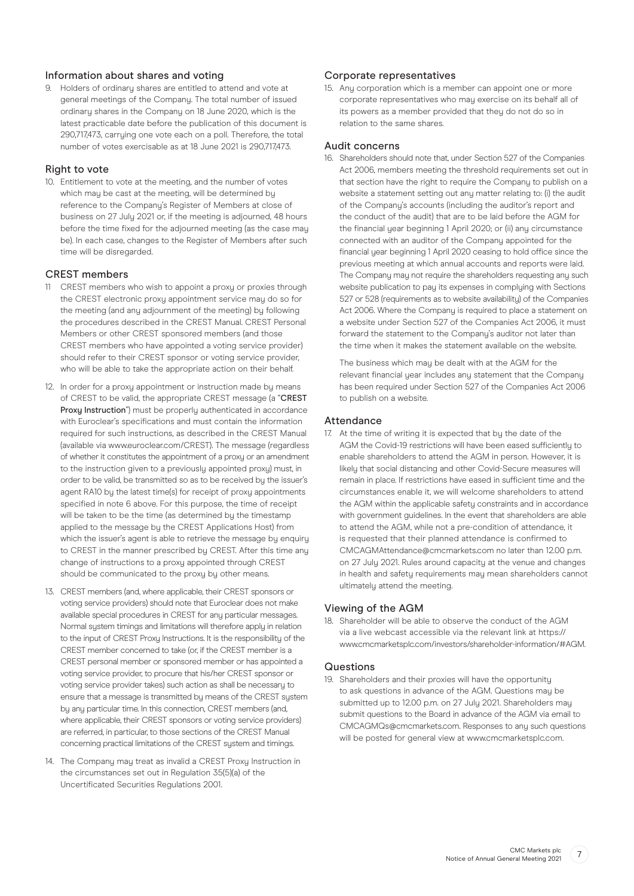## Information about shares and voting

9. Holders of ordinary shares are entitled to attend and vote at general meetings of the Company. The total number of issued ordinary shares in the Company on 18 June 2020, which is the latest practicable date before the publication of this document is 290,717,473, carrying one vote each on a poll. Therefore, the total number of votes exercisable as at 18 June 2021 is 290,717,473.

## Right to vote

10. Entitlement to vote at the meeting, and the number of votes which may be cast at the meeting, will be determined by reference to the Company's Register of Members at close of business on 27 July 2021 or, if the meeting is adjourned, 48 hours before the time fixed for the adjourned meeting (as the case may be). In each case, changes to the Register of Members after such time will be disregarded.

## CREST members

11. CREST members who wish to appoint a proxy or proxies through the CREST electronic proxy appointment service may do so for the meeting (and any adjournment of the meeting) by following the procedures described in the CREST Manual. CREST Personal Members or other CREST sponsored members (and those CREST members who have appointed a voting service provider) should refer to their CREST sponsor or voting service provider, who will be able to take the appropriate action on their behalf.

12. In order for a proxy appointment or instruction made by means of CREST to be valid, the appropriate CREST message (a "**CREST Proxy Instruction**") must be properly authenticated in accordance with Euroclear's specifications and must contain the information required for such instructions, as described in the CREST Manual (available via www.euroclear.com/CREST). The message (regardless of whether it constitutes the appointment of a proxy or an amendment to the instruction given to a previously appointed proxy) must, in order to be valid, be transmitted so as to be received by the issuer's agent RA10 by the latest time(s) for receipt of proxy appointments specified in note 6 above. For this purpose, the time of receipt will be taken to be the time (as determined by the timestamp applied to the message by the CREST Applications Host) from which the issuer's agent is able to retrieve the message by enquiry to CREST in the manner prescribed by CREST. After this time any change of instructions to a proxy appointed through CREST should be communicated to the proxy by other means.

13. CREST members (and, where applicable, their CREST sponsors or voting service providers) should note that Euroclear does not make available special procedures in CREST for any particular messages. Normal system timings and limitations will therefore apply in relation to the input of CREST Proxy Instructions. It is the responsibility of the CREST member concerned to take (or, if the CREST member is a CREST personal member or sponsored member or has appointed a voting service provider, to procure that his/her CREST sponsor or voting service provider takes) such action as shall be necessary to ensure that a message is transmitted by means of the CREST system by any particular time. In this connection, CREST members (and, where applicable, their CREST sponsors or voting service providers) are referred, in particular, to those sections of the CREST Manual concerning practical limitations of the CREST system and timings.

14. The Company may treat as invalid a CREST Proxy Instruction in the circumstances set out in Regulation 35(5)(a) of the Uncertificated Securities Regulations 2001.

## Corporate representatives

15. Any corporation which is a member can appoint one or more corporate representatives who may exercise on its behalf all of its powers as a member provided that they do not do so in relation to the same shares.

## Audit concerns

16. Shareholders should note that, under Section 527 of the Companies Act 2006, members meeting the threshold requirements set out in that section have the right to require the Company to publish on a website a statement setting out any matter relating to: (i) the audit of the Company's accounts (including the auditor's report and the conduct of the audit) that are to be laid before the AGM for the financial year beginning 1 April 2020; or (ii) any circumstance connected with an auditor of the Company appointed for the financial year beginning 1 April 2020 ceasing to hold office since the previous meeting at which annual accounts and reports were laid. The Company may not require the shareholders requesting any such website publication to pay its expenses in complying with Sections 527 or 528 (requirements as to website availability) of the Companies Act 2006. Where the Company is required to place a statement on a website under Section 527 of the Companies Act 2006, it must forward the statement to the Company's auditor not later than the time when it makes the statement available on the website.

    The business which may be dealt with at the AGM for the relevant financial year includes any statement that the Company has been required under Section 527 of the Companies Act 2006 to publish on a website.

## Attendance

17. At the time of writing it is expected that by the date of the AGM the Covid-19 restrictions will have been eased sufficiently to enable shareholders to attend the AGM in person. However, it is likely that social distancing and other Covid-Secure measures will remain in place. If restrictions have eased in sufficient time and the circumstances enable it, we will welcome shareholders to attend the AGM within the applicable safety constraints and in accordance with government guidelines. In the event that shareholders are able to attend the AGM, while not a pre-condition of attendance, it is requested that their planned attendance is confirmed to CMCAGMAttendance@cmcmarkets.com no later than 12.00 p.m. on 27 July 2021. Rules around capacity at the venue and changes in health and safety requirements may mean shareholders cannot ultimately attend the meeting.

## Viewing of the AGM

18. Shareholder will be able to observe the conduct of the AGM via a live webcast accessible via the relevant link at https://www.cmcmarketsplc.com/investors/shareholder-information/#AGM.

## Questions

19. Shareholders and their proxies will have the opportunity to ask questions in advance of the AGM. Questions may be submitted up to 12.00 p.m. on 27 July 2021. Shareholders may submit questions to the Board in advance of the AGM via email to CMCAGMQs@cmcmarkets.com. Responses to any such questions will be posted for general view at www.cmcmarketsplc.com.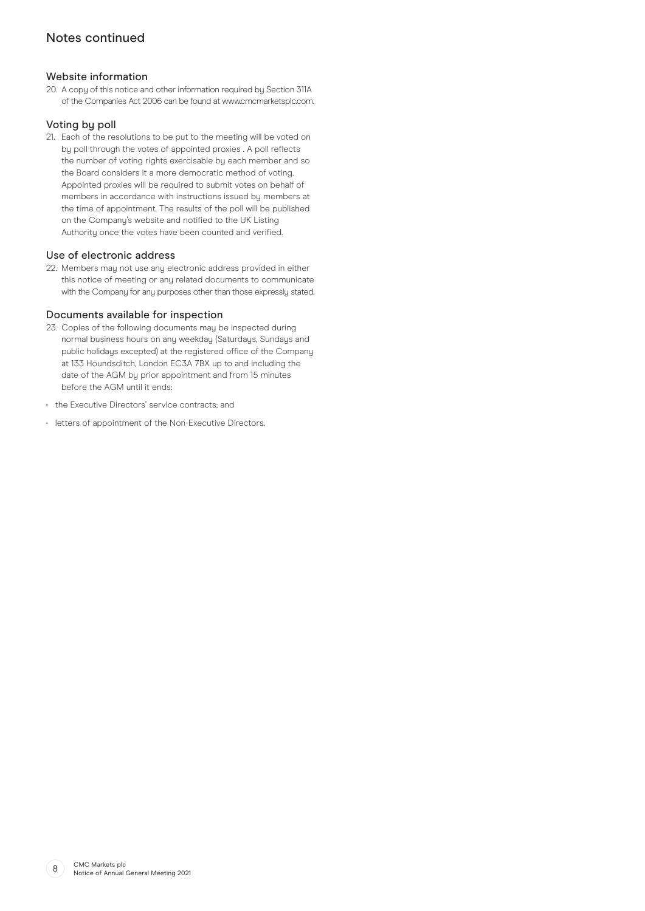## Notes continued

### Website information

20. A copy of this notice and other information required by Section 311A of the Companies Act 2006 can be found at www.cmcmarketsplc.com.

### Voting by poll

21. Each of the resolutions to be put to the meeting will be voted on by poll through the votes of appointed proxies . A poll reflects the number of voting rights exercisable by each member and so the Board considers it a more democratic method of voting. Appointed proxies will be required to submit votes on behalf of members in accordance with instructions issued by members at the time of appointment. The results of the poll will be published on the Company's website and notified to the UK Listing Authority once the votes have been counted and verified.

### Use of electronic address

22. Members may not use any electronic address provided in either this notice of meeting or any related documents to communicate with the Company for any purposes other than those expressly stated.

### Documents available for inspection

23. Copies of the following documents may be inspected during normal business hours on any weekday (Saturdays, Sundays and public holidays excepted) at the registered office of the Company at 133 Houndsditch, London EC3A 7BX up to and including the date of the AGM by prior appointment and from 15 minutes before the AGM until it ends:

- the Executive Directors' service contracts; and
- letters of appointment of the Non-Executive Directors.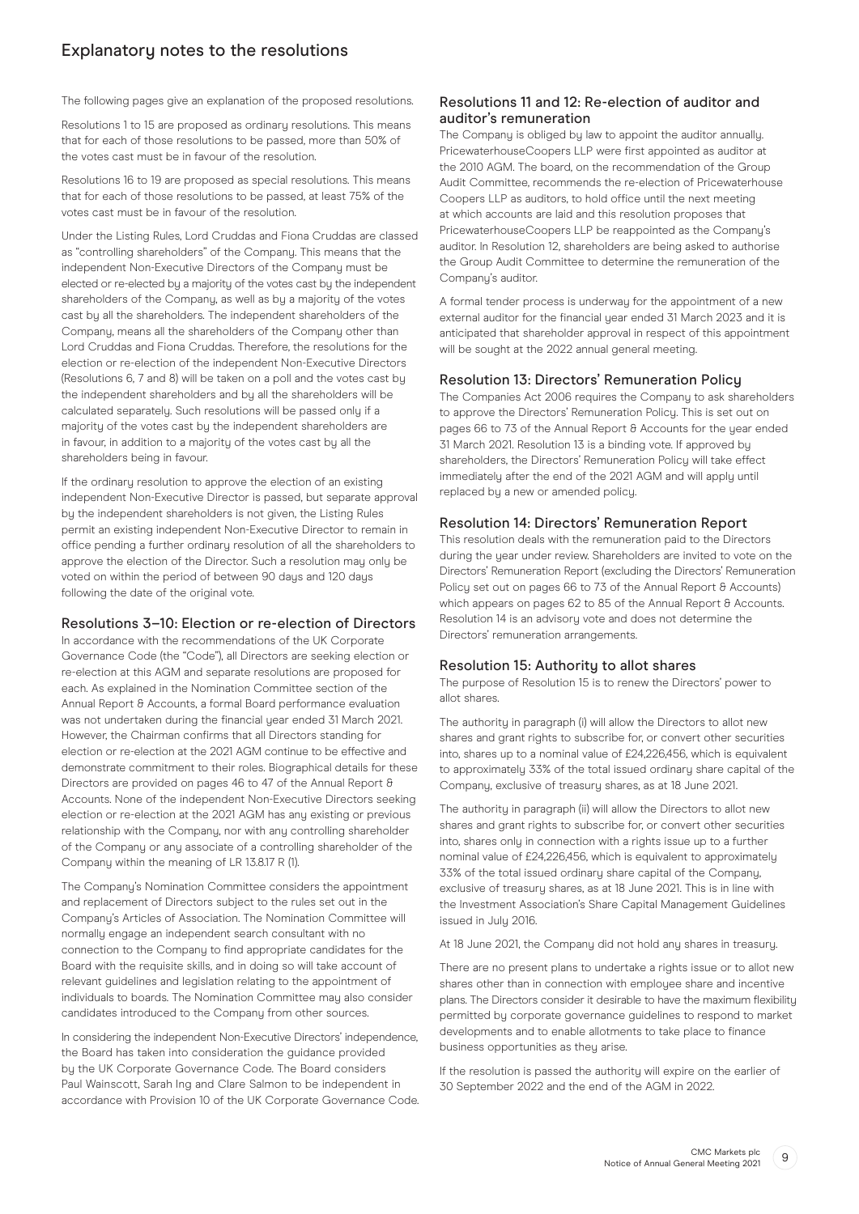# Explanatory notes to the resolutions

The following pages give an explanation of the proposed resolutions.

Resolutions 1 to 15 are proposed as ordinary resolutions. This means that for each of those resolutions to be passed, more than 50% of the votes cast must be in favour of the resolution.

Resolutions 16 to 19 are proposed as special resolutions. This means that for each of those resolutions to be passed, at least 75% of the votes cast must be in favour of the resolution.

Under the Listing Rules, Lord Cruddas and Fiona Cruddas are classed as "controlling shareholders" of the Company. This means that the independent Non-Executive Directors of the Company must be elected or re-elected by a majority of the votes cast by the independent shareholders of the Company, as well as by a majority of the votes cast by all the shareholders. The independent shareholders of the Company, means all the shareholders of the Company other than Lord Cruddas and Fiona Cruddas. Therefore, the resolutions for the election or re-election of the independent Non-Executive Directors (Resolutions 6, 7 and 8) will be taken on a poll and the votes cast by the independent shareholders and by all the shareholders will be calculated separately. Such resolutions will be passed only if a majority of the votes cast by the independent shareholders are in favour, in addition to a majority of the votes cast by all the shareholders being in favour.

If the ordinary resolution to approve the election of an existing independent Non-Executive Director is passed, but separate approval by the independent shareholders is not given, the Listing Rules permit an existing independent Non-Executive Director to remain in office pending a further ordinary resolution of all the shareholders to approve the election of the Director. Such a resolution may only be voted on within the period of between 90 days and 120 days following the date of the original vote.

## Resolutions 3–10: Election or re-election of Directors

In accordance with the recommendations of the UK Corporate Governance Code (the "Code"), all Directors are seeking election or re-election at this AGM and separate resolutions are proposed for each. As explained in the Nomination Committee section of the Annual Report & Accounts, a formal Board performance evaluation was not undertaken during the financial year ended 31 March 2021. However, the Chairman confirms that all Directors standing for election or re-election at the 2021 AGM continue to be effective and demonstrate commitment to their roles. Biographical details for these Directors are provided on pages 46 to 47 of the Annual Report & Accounts. None of the independent Non-Executive Directors seeking election or re-election at the 2021 AGM has any existing or previous relationship with the Company, nor with any controlling shareholder of the Company or any associate of a controlling shareholder of the Company within the meaning of LR 13.8.17 R (1).

The Company's Nomination Committee considers the appointment and replacement of Directors subject to the rules set out in the Company's Articles of Association. The Nomination Committee will normally engage an independent search consultant with no connection to the Company to find appropriate candidates for the Board with the requisite skills, and in doing so will take account of relevant guidelines and legislation relating to the appointment of individuals to boards. The Nomination Committee may also consider candidates introduced to the Company from other sources.

In considering the independent Non-Executive Directors' independence, the Board has taken into consideration the guidance provided by the UK Corporate Governance Code. The Board considers Paul Wainscott, Sarah Ing and Clare Salmon to be independent in accordance with Provision 10 of the UK Corporate Governance Code.

## Resolutions 11 and 12: Re-election of auditor and auditor's remuneration

The Company is obliged by law to appoint the auditor annually. PricewaterhouseCoopers LLP were first appointed as auditor at the 2010 AGM. The board, on the recommendation of the Group Audit Committee, recommends the re-election of Pricewaterhouse Coopers LLP as auditors, to hold office until the next meeting at which accounts are laid and this resolution proposes that PricewaterhouseCoopers LLP be reappointed as the Company's auditor. In Resolution 12, shareholders are being asked to authorise the Group Audit Committee to determine the remuneration of the Company's auditor.

A formal tender process is underway for the appointment of a new external auditor for the financial year ended 31 March 2023 and it is anticipated that shareholder approval in respect of this appointment will be sought at the 2022 annual general meeting.

## Resolution 13: Directors' Remuneration Policy

The Companies Act 2006 requires the Company to ask shareholders to approve the Directors' Remuneration Policy. This is set out on pages 66 to 73 of the Annual Report & Accounts for the year ended 31 March 2021. Resolution 13 is a binding vote. If approved by shareholders, the Directors' Remuneration Policy will take effect immediately after the end of the 2021 AGM and will apply until replaced by a new or amended policy.

## Resolution 14: Directors' Remuneration Report

This resolution deals with the remuneration paid to the Directors during the year under review. Shareholders are invited to vote on the Directors' Remuneration Report (excluding the Directors' Remuneration Policy set out on pages 66 to 73 of the Annual Report & Accounts) which appears on pages 62 to 85 of the Annual Report & Accounts. Resolution 14 is an advisory vote and does not determine the Directors' remuneration arrangements.

## Resolution 15: Authority to allot shares

The purpose of Resolution 15 is to renew the Directors' power to allot shares.

The authority in paragraph (i) will allow the Directors to allot new shares and grant rights to subscribe for, or convert other securities into, shares up to a nominal value of £24,226,456, which is equivalent to approximately 33% of the total issued ordinary share capital of the Company, exclusive of treasury shares, as at 18 June 2021.

The authority in paragraph (ii) will allow the Directors to allot new shares and grant rights to subscribe for, or convert other securities into, shares only in connection with a rights issue up to a further nominal value of £24,226,456, which is equivalent to approximately 33% of the total issued ordinary share capital of the Company, exclusive of treasury shares, as at 18 June 2021. This is in line with the Investment Association's Share Capital Management Guidelines issued in July 2016.

At 18 June 2021, the Company did not hold any shares in treasury.

There are no present plans to undertake a rights issue or to allot new shares other than in connection with employee share and incentive plans. The Directors consider it desirable to have the maximum flexibility permitted by corporate governance guidelines to respond to market developments and to enable allotments to take place to finance business opportunities as they arise.

If the resolution is passed the authority will expire on the earlier of 30 September 2022 and the end of the AGM in 2022.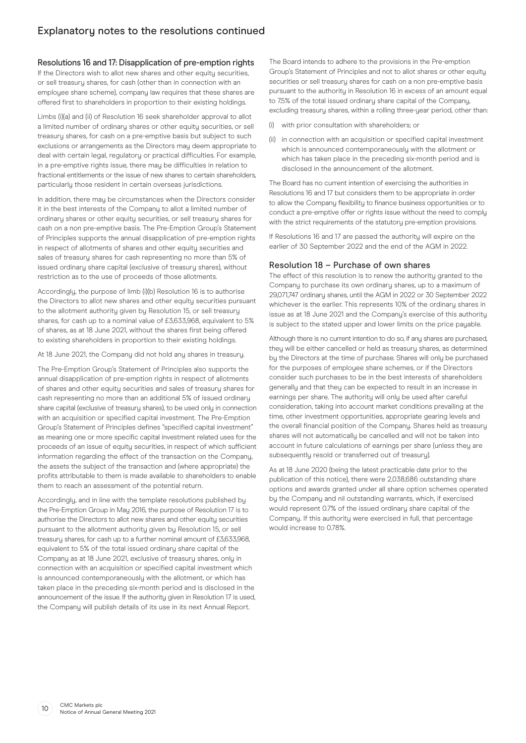# Explanatory notes to the resolutions continued

## Resolutions 16 and 17: Disapplication of pre-emption rights

If the Directors wish to allot new shares and other equity securities, or sell treasury shares, for cash (other than in connection with an employee share scheme), company law requires that these shares are offered first to shareholders in proportion to their existing holdings.

Limbs (i)(a) and (ii) of Resolution 16 seek shareholder approval to allot a limited number of ordinary shares or other equity securities, or sell treasury shares, for cash on a pre-emptive basis but subject to such exclusions or arrangements as the Directors may deem appropriate to deal with certain legal, regulatory or practical difficulties. For example, in a pre-emptive rights issue, there may be difficulties in relation to fractional entitlements or the issue of new shares to certain shareholders, particularly those resident in certain overseas jurisdictions.

In addition, there may be circumstances when the Directors consider it in the best interests of the Company to allot a limited number of ordinary shares or other equity securities, or sell treasury shares for cash on a non pre-emptive basis. The Pre-Emption Group's Statement of Principles supports the annual disapplication of pre-emption rights in respect of allotments of shares and other equity securities and sales of treasury shares for cash representing no more than 5% of issued ordinary share capital (exclusive of treasury shares), without restriction as to the use of proceeds of those allotments.

Accordingly, the purpose of limb (i)(b) Resolution 16 is to authorise the Directors to allot new shares and other equity securities pursuant to the allotment authority given by Resolution 15, or sell treasury shares, for cash up to a nominal value of £3,633,968, equivalent to 5% of shares, as at 18 June 2021, without the shares first being offered to existing shareholders in proportion to their existing holdings.

At 18 June 2021, the Company did not hold any shares in treasury.

The Pre-Emption Group's Statement of Principles also supports the annual disapplication of pre-emption rights in respect of allotments of shares and other equity securities and sales of treasury shares for cash representing no more than an additional 5% of issued ordinary share capital (exclusive of treasury shares), to be used only in connection with an acquisition or specified capital investment. The Pre-Emption Group's Statement of Principles defines "specified capital investment" as meaning one or more specific capital investment related uses for the proceeds of an issue of equity securities, in respect of which sufficient information regarding the effect of the transaction on the Company, the assets the subject of the transaction and (where appropriate) the profits attributable to them is made available to shareholders to enable them to reach an assessment of the potential return.

Accordingly, and in line with the template resolutions published by the Pre-Emption Group in May 2016, the purpose of Resolution 17 is to authorise the Directors to allot new shares and other equity securities pursuant to the allotment authority given by Resolution 15, or sell treasury shares, for cash up to a further nominal amount of £3,633,968, equivalent to 5% of the total issued ordinary share capital of the Company as at 18 June 2021, exclusive of treasury shares, only in connection with an acquisition or specified capital investment which is announced contemporaneously with the allotment, or which has taken place in the preceding six-month period and is disclosed in the announcement of the issue. If the authority given in Resolution 17 is used, the Company will publish details of its use in its next Annual Report.

The Board intends to adhere to the provisions in the Pre-emption Group's Statement of Principles and not to allot shares or other equity securities or sell treasury shares for cash on a non pre-emptive basis pursuant to the authority in Resolution 16 in excess of an amount equal to 7.5% of the total issued ordinary share capital of the Company, excluding treasury shares, within a rolling three-year period, other than:

(i) with prior consultation with shareholders; or

(ii) in connection with an acquisition or specified capital investment which is announced contemporaneously with the allotment or which has taken place in the preceding six-month period and is disclosed in the announcement of the allotment.

The Board has no current intention of exercising the authorities in Resolutions 16 and 17 but considers them to be appropriate in order to allow the Company flexibility to finance business opportunities or to conduct a pre-emptive offer or rights issue without the need to comply with the strict requirements of the statutory pre-emption provisions.

If Resolutions 16 and 17 are passed the authority will expire on the earlier of 30 September 2022 and the end of the AGM in 2022.

## Resolution 18 – Purchase of own shares

The effect of this resolution is to renew the authority granted to the Company to purchase its own ordinary shares, up to a maximum of 29,071,747 ordinary shares, until the AGM in 2022 or 30 September 2022 whichever is the earlier. This represents 10% of the ordinary shares in issue as at 18 June 2021 and the Company's exercise of this authority is subject to the stated upper and lower limits on the price payable.

Although there is no current intention to do so, if any shares are purchased, they will be either cancelled or held as treasury shares, as determined by the Directors at the time of purchase. Shares will only be purchased for the purposes of employee share schemes, or if the Directors consider such purchases to be in the best interests of shareholders generally and that they can be expected to result in an increase in earnings per share. The authority will only be used after careful consideration, taking into account market conditions prevailing at the time, other investment opportunities, appropriate gearing levels and the overall financial position of the Company. Shares held as treasury shares will not automatically be cancelled and will not be taken into account in future calculations of earnings per share (unless they are subsequently resold or transferred out of treasury).

As at 18 June 2020 (being the latest practicable date prior to the publication of this notice), there were 2,038,686 outstanding share options and awards granted under all share option schemes operated by the Company and nil outstanding warrants, which, if exercised would represent 0.7% of the issued ordinary share capital of the Company. If this authority were exercised in full, that percentage would increase to 0.78%.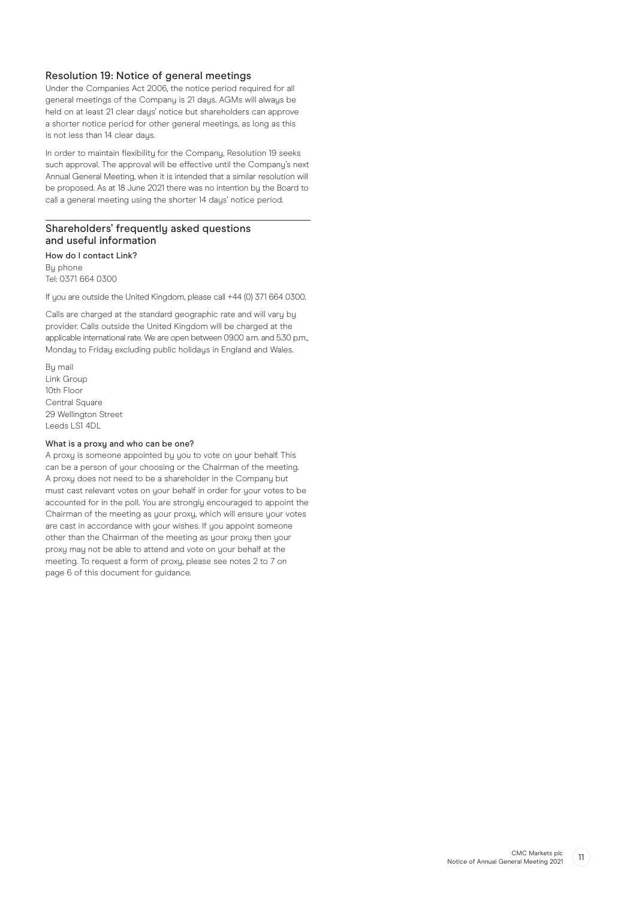## Resolution 19: Notice of general meetings

Under the Companies Act 2006, the notice period required for all general meetings of the Company is 21 days. AGMs will always be held on at least 21 clear days' notice but shareholders can approve a shorter notice period for other general meetings, as long as this is not less than 14 clear days.

In order to maintain flexibility for the Company, Resolution 19 seeks such approval. The approval will be effective until the Company's next Annual General Meeting, when it is intended that a similar resolution will be proposed. As at 18 June 2021 there was no intention by the Board to call a general meeting using the shorter 14 days' notice period.

## Shareholders' frequently asked questions and useful information

### How do I contact Link?

By phone
Tel: 0371 664 0300

If you are outside the United Kingdom, please call +44 (0) 371 664 0300.

Calls are charged at the standard geographic rate and will vary by provider. Calls outside the United Kingdom will be charged at the applicable international rate. We are open between 09.00 a.m. and 5.30 p.m., Monday to Friday excluding public holidays in England and Wales.

By mail
Link Group
10th Floor
Central Square
29 Wellington Street
Leeds LS1 4DL

### What is a proxy and who can be one?

A proxy is someone appointed by you to vote on your behalf. This can be a person of your choosing or the Chairman of the meeting. A proxy does not need to be a shareholder in the Company but must cast relevant votes on your behalf in order for your votes to be accounted for in the poll. You are strongly encouraged to appoint the Chairman of the meeting as your proxy, which will ensure your votes are cast in accordance with your wishes. If you appoint someone other than the Chairman of the meeting as your proxy then your proxy may not be able to attend and vote on your behalf at the meeting. To request a form of proxy, please see notes 2 to 7 on page 6 of this document for guidance.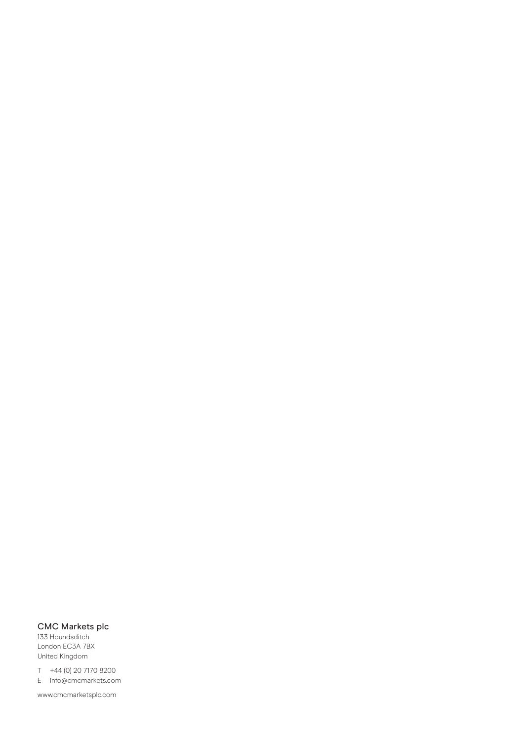**CMC Markets plc**
133 Houndsditch
London EC3A 7BX
United Kingdom

T +44 (0) 20 7170 8200
E info@cmcmarkets.com

www.cmcmarketsplc.com